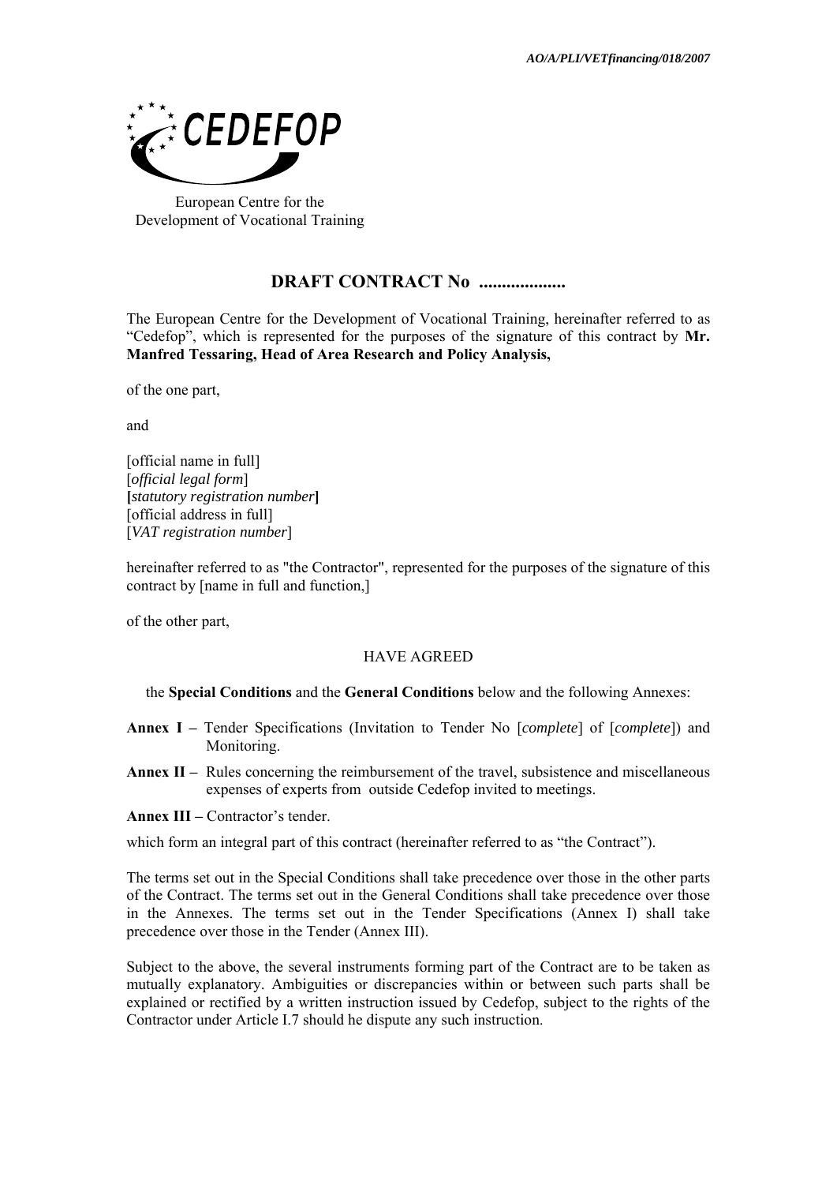*AO/A/PLI/VETfinancing/018/2007*

CEDEFOP

European Centre for the Development of Vocational Training

## DRAFT CONTRACT No ...................

The European Centre for the Development of Vocational Training, hereinafter referred to as "Cedefop", which is represented for the purposes of the signature of this contract by **Mr. Manfred Tessaring, Head of Area Research and Policy Analysis,**

of the one part,

and

[official name in full]
[*official legal form*]
**[***statutory registration number***]**
[official address in full]
[*VAT registration number*]

hereinafter referred to as "the Contractor", represented for the purposes of the signature of this contract by [name in full and function,]

of the other part,

HAVE AGREED

the **Special Conditions** and the **General Conditions** below and the following Annexes:

**Annex I –** Tender Specifications (Invitation to Tender No [*complete*] of [*complete*]) and Monitoring.

**Annex II –** Rules concerning the reimbursement of the travel, subsistence and miscellaneous expenses of experts from outside Cedefop invited to meetings.

**Annex III –** Contractor's tender.

which form an integral part of this contract (hereinafter referred to as "the Contract").

The terms set out in the Special Conditions shall take precedence over those in the other parts of the Contract. The terms set out in the General Conditions shall take precedence over those in the Annexes. The terms set out in the Tender Specifications (Annex I) shall take precedence over those in the Tender (Annex III).

Subject to the above, the several instruments forming part of the Contract are to be taken as mutually explanatory. Ambiguities or discrepancies within or between such parts shall be explained or rectified by a written instruction issued by Cedefop, subject to the rights of the Contractor under Article I.7 should he dispute any such instruction.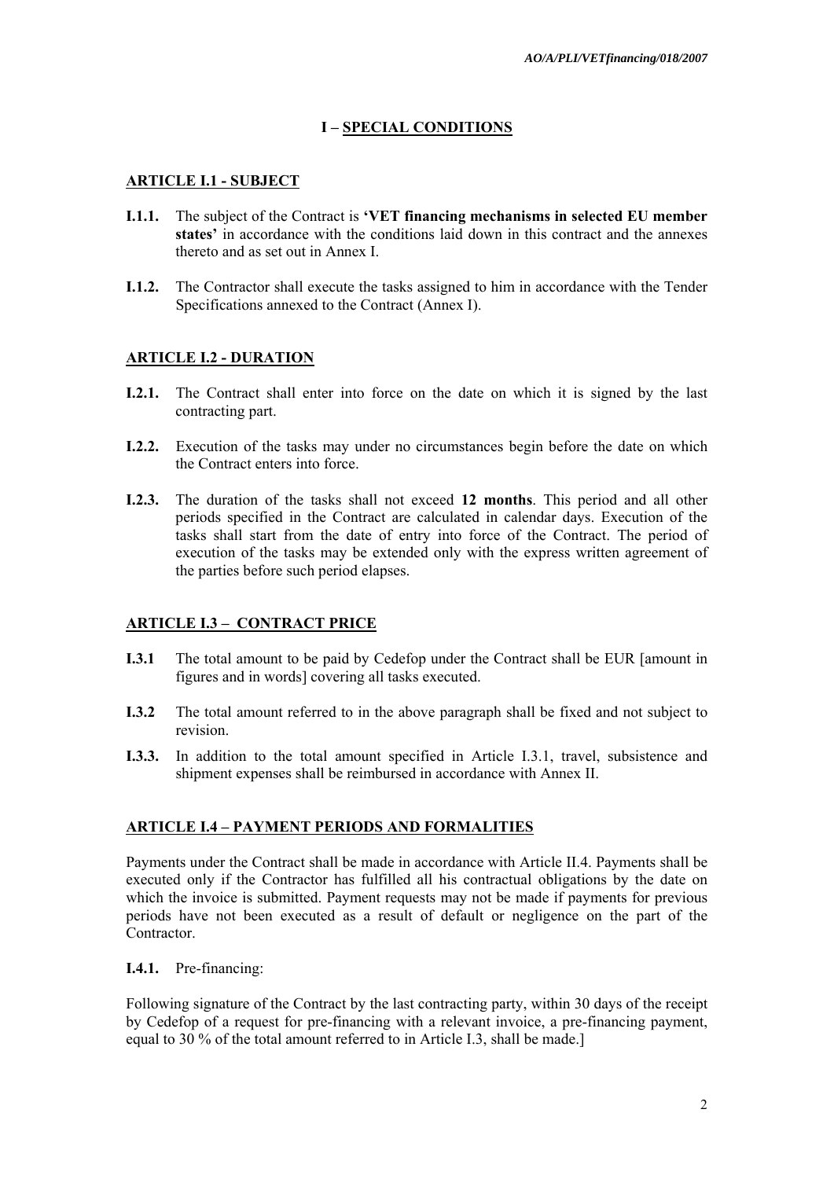# I – SPECIAL CONDITIONS

## ARTICLE I.1 - SUBJECT

**I.1.1.** The subject of the Contract is **'VET financing mechanisms in selected EU member states'** in accordance with the conditions laid down in this contract and the annexes thereto and as set out in Annex I.

**I.1.2.** The Contractor shall execute the tasks assigned to him in accordance with the Tender Specifications annexed to the Contract (Annex I).

## ARTICLE I.2 - DURATION

**I.2.1.** The Contract shall enter into force on the date on which it is signed by the last contracting part.

**I.2.2.** Execution of the tasks may under no circumstances begin before the date on which the Contract enters into force.

**I.2.3.** The duration of the tasks shall not exceed **12 months**. This period and all other periods specified in the Contract are calculated in calendar days. Execution of the tasks shall start from the date of entry into force of the Contract. The period of execution of the tasks may be extended only with the express written agreement of the parties before such period elapses.

## ARTICLE I.3 – CONTRACT PRICE

**I.3.1** The total amount to be paid by Cedefop under the Contract shall be EUR [amount in figures and in words] covering all tasks executed.

**I.3.2** The total amount referred to in the above paragraph shall be fixed and not subject to revision.

**I.3.3.** In addition to the total amount specified in Article I.3.1, travel, subsistence and shipment expenses shall be reimbursed in accordance with Annex II.

## ARTICLE I.4 – PAYMENT PERIODS AND FORMALITIES

Payments under the Contract shall be made in accordance with Article II.4. Payments shall be executed only if the Contractor has fulfilled all his contractual obligations by the date on which the invoice is submitted. Payment requests may not be made if payments for previous periods have not been executed as a result of default or negligence on the part of the Contractor.

**I.4.1.** Pre-financing:

Following signature of the Contract by the last contracting party, within 30 days of the receipt by Cedefop of a request for pre-financing with a relevant invoice, a pre-financing payment, equal to 30 % of the total amount referred to in Article I.3, shall be made.]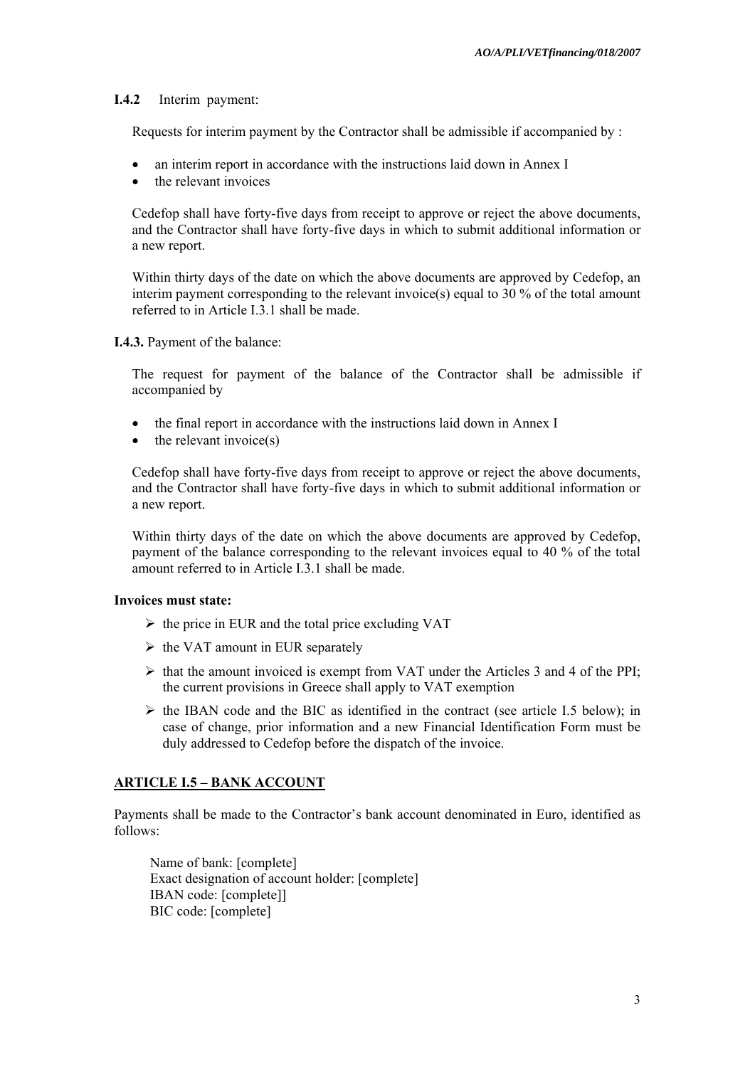**I.4.2** Interim payment:

Requests for interim payment by the Contractor shall be admissible if accompanied by :

- an interim report in accordance with the instructions laid down in Annex I
- the relevant invoices

Cedefop shall have forty-five days from receipt to approve or reject the above documents, and the Contractor shall have forty-five days in which to submit additional information or a new report.

Within thirty days of the date on which the above documents are approved by Cedefop, an interim payment corresponding to the relevant invoice(s) equal to 30 % of the total amount referred to in Article I.3.1 shall be made.

**I.4.3.** Payment of the balance:

The request for payment of the balance of the Contractor shall be admissible if accompanied by

- the final report in accordance with the instructions laid down in Annex I
- the relevant invoice(s)

Cedefop shall have forty-five days from receipt to approve or reject the above documents, and the Contractor shall have forty-five days in which to submit additional information or a new report.

Within thirty days of the date on which the above documents are approved by Cedefop, payment of the balance corresponding to the relevant invoices equal to 40 % of the total amount referred to in Article I.3.1 shall be made.

**Invoices must state:**

- the price in EUR and the total price excluding VAT
- the VAT amount in EUR separately
- that the amount invoiced is exempt from VAT under the Articles 3 and 4 of the PPI; the current provisions in Greece shall apply to VAT exemption
- the IBAN code and the BIC as identified in the contract (see article I.5 below); in case of change, prior information and a new Financial Identification Form must be duly addressed to Cedefop before the dispatch of the invoice.

## ARTICLE I.5 – BANK ACCOUNT

Payments shall be made to the Contractor's bank account denominated in Euro, identified as follows:

Name of bank: [complete]
Exact designation of account holder: [complete]
IBAN code: [complete]]
BIC code: [complete]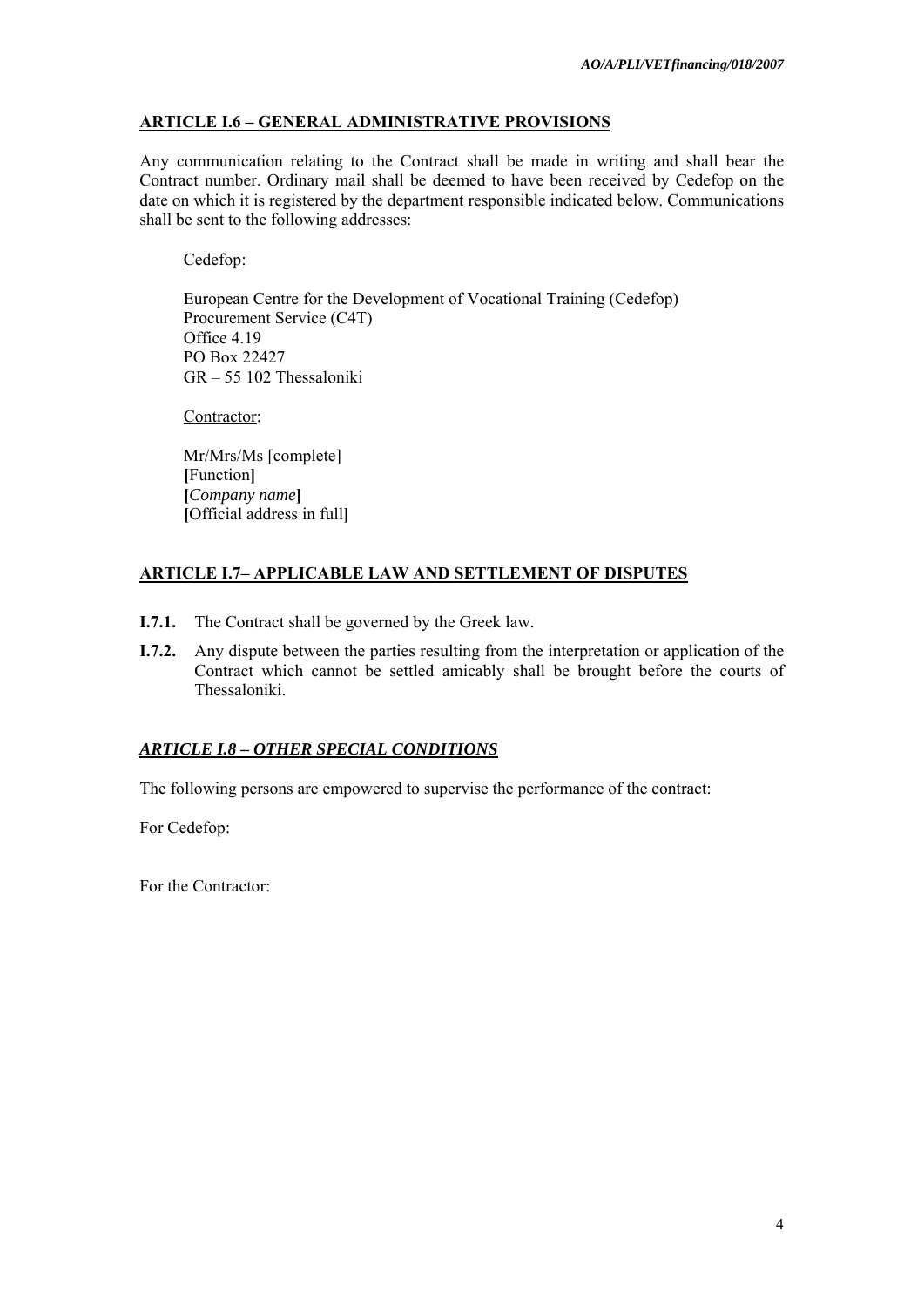## ARTICLE I.6 – GENERAL ADMINISTRATIVE PROVISIONS

Any communication relating to the Contract shall be made in writing and shall bear the Contract number. Ordinary mail shall be deemed to have been received by Cedefop on the date on which it is registered by the department responsible indicated below. Communications shall be sent to the following addresses:

Cedefop:

European Centre for the Development of Vocational Training (Cedefop)
Procurement Service (C4T)
Office 4.19
PO Box 22427
GR – 55 102 Thessaloniki

Contractor:

Mr/Mrs/Ms [complete]
**[**Function**]**
**[***Company name***]**
**[**Official address in full**]**

## ARTICLE I.7– APPLICABLE LAW AND SETTLEMENT OF DISPUTES

**I.7.1.** The Contract shall be governed by the Greek law.

**I.7.2.** Any dispute between the parties resulting from the interpretation or application of the Contract which cannot be settled amicably shall be brought before the courts of Thessaloniki.

## *ARTICLE I.8 – OTHER SPECIAL CONDITIONS*

The following persons are empowered to supervise the performance of the contract:

For Cedefop:

For the Contractor: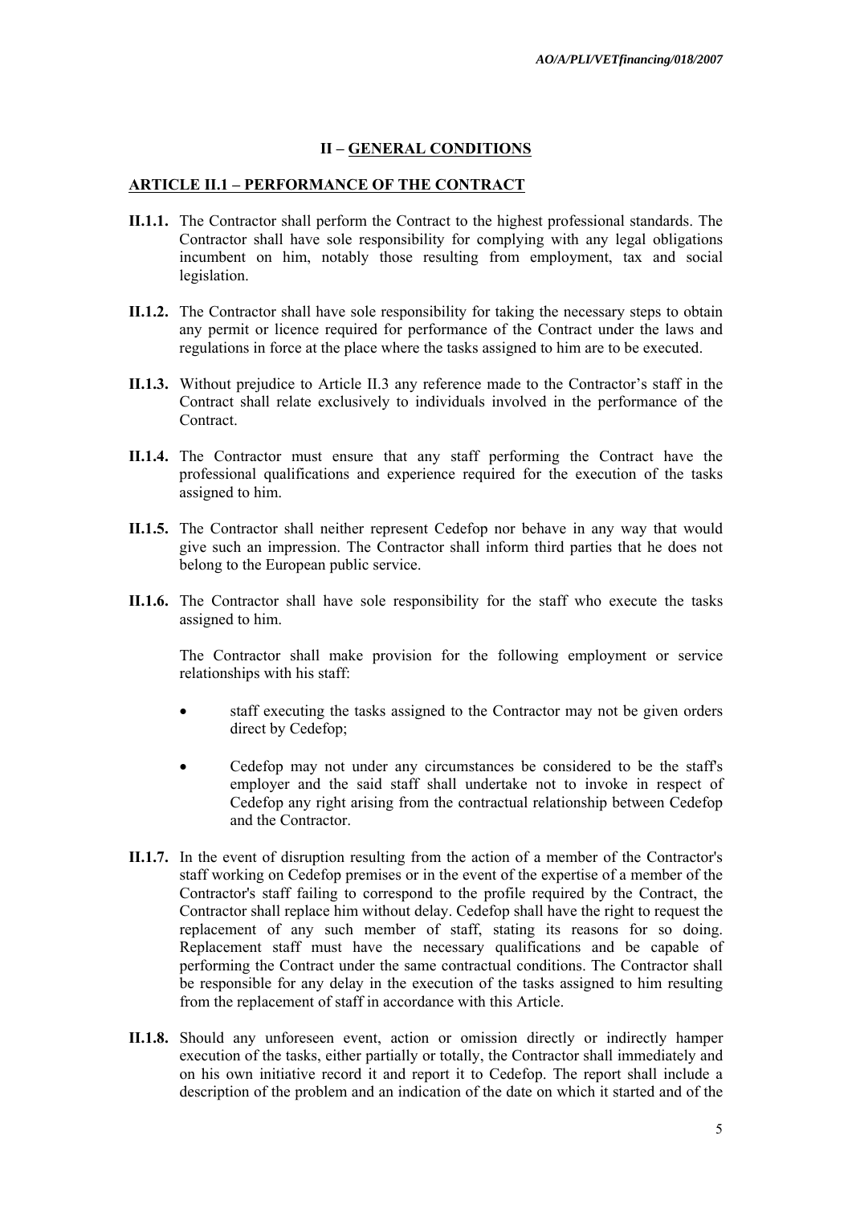## II – GENERAL CONDITIONS

### ARTICLE II.1 – PERFORMANCE OF THE CONTRACT

**II.1.1.** The Contractor shall perform the Contract to the highest professional standards. The Contractor shall have sole responsibility for complying with any legal obligations incumbent on him, notably those resulting from employment, tax and social legislation.

**II.1.2.** The Contractor shall have sole responsibility for taking the necessary steps to obtain any permit or licence required for performance of the Contract under the laws and regulations in force at the place where the tasks assigned to him are to be executed.

**II.1.3.** Without prejudice to Article II.3 any reference made to the Contractor's staff in the Contract shall relate exclusively to individuals involved in the performance of the Contract.

**II.1.4.** The Contractor must ensure that any staff performing the Contract have the professional qualifications and experience required for the execution of the tasks assigned to him.

**II.1.5.** The Contractor shall neither represent Cedefop nor behave in any way that would give such an impression. The Contractor shall inform third parties that he does not belong to the European public service.

**II.1.6.** The Contractor shall have sole responsibility for the staff who execute the tasks assigned to him.

The Contractor shall make provision for the following employment or service relationships with his staff:

- staff executing the tasks assigned to the Contractor may not be given orders direct by Cedefop;
- Cedefop may not under any circumstances be considered to be the staff's employer and the said staff shall undertake not to invoke in respect of Cedefop any right arising from the contractual relationship between Cedefop and the Contractor.

**II.1.7.** In the event of disruption resulting from the action of a member of the Contractor's staff working on Cedefop premises or in the event of the expertise of a member of the Contractor's staff failing to correspond to the profile required by the Contract, the Contractor shall replace him without delay. Cedefop shall have the right to request the replacement of any such member of staff, stating its reasons for so doing. Replacement staff must have the necessary qualifications and be capable of performing the Contract under the same contractual conditions. The Contractor shall be responsible for any delay in the execution of the tasks assigned to him resulting from the replacement of staff in accordance with this Article.

**II.1.8.** Should any unforeseen event, action or omission directly or indirectly hamper execution of the tasks, either partially or totally, the Contractor shall immediately and on his own initiative record it and report it to Cedefop. The report shall include a description of the problem and an indication of the date on which it started and of the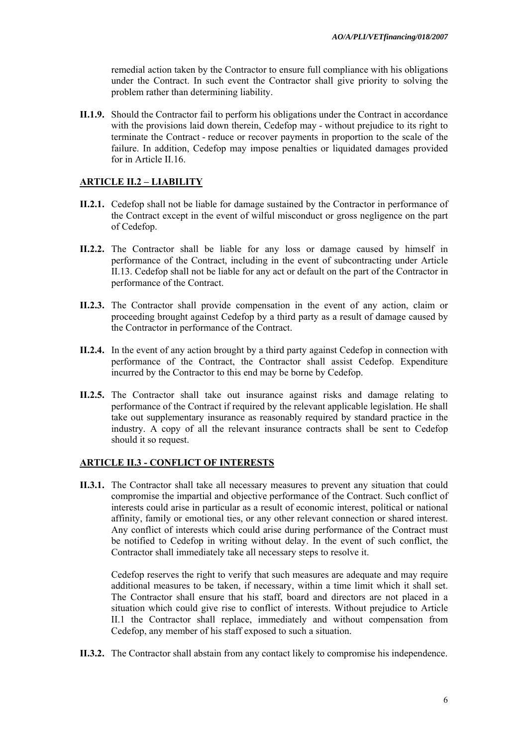remedial action taken by the Contractor to ensure full compliance with his obligations under the Contract. In such event the Contractor shall give priority to solving the problem rather than determining liability.

**II.1.9.** Should the Contractor fail to perform his obligations under the Contract in accordance with the provisions laid down therein, Cedefop may - without prejudice to its right to terminate the Contract - reduce or recover payments in proportion to the scale of the failure. In addition, Cedefop may impose penalties or liquidated damages provided for in Article II.16.

## ARTICLE II.2 – LIABILITY

**II.2.1.** Cedefop shall not be liable for damage sustained by the Contractor in performance of the Contract except in the event of wilful misconduct or gross negligence on the part of Cedefop.

**II.2.2.** The Contractor shall be liable for any loss or damage caused by himself in performance of the Contract, including in the event of subcontracting under Article II.13. Cedefop shall not be liable for any act or default on the part of the Contractor in performance of the Contract.

**II.2.3.** The Contractor shall provide compensation in the event of any action, claim or proceeding brought against Cedefop by a third party as a result of damage caused by the Contractor in performance of the Contract.

**II.2.4.** In the event of any action brought by a third party against Cedefop in connection with performance of the Contract, the Contractor shall assist Cedefop. Expenditure incurred by the Contractor to this end may be borne by Cedefop.

**II.2.5.** The Contractor shall take out insurance against risks and damage relating to performance of the Contract if required by the relevant applicable legislation. He shall take out supplementary insurance as reasonably required by standard practice in the industry. A copy of all the relevant insurance contracts shall be sent to Cedefop should it so request.

## ARTICLE II.3 - CONFLICT OF INTERESTS

**II.3.1.** The Contractor shall take all necessary measures to prevent any situation that could compromise the impartial and objective performance of the Contract. Such conflict of interests could arise in particular as a result of economic interest, political or national affinity, family or emotional ties, or any other relevant connection or shared interest. Any conflict of interests which could arise during performance of the Contract must be notified to Cedefop in writing without delay. In the event of such conflict, the Contractor shall immediately take all necessary steps to resolve it.

Cedefop reserves the right to verify that such measures are adequate and may require additional measures to be taken, if necessary, within a time limit which it shall set. The Contractor shall ensure that his staff, board and directors are not placed in a situation which could give rise to conflict of interests. Without prejudice to Article II.1 the Contractor shall replace, immediately and without compensation from Cedefop, any member of his staff exposed to such a situation.

**II.3.2.** The Contractor shall abstain from any contact likely to compromise his independence.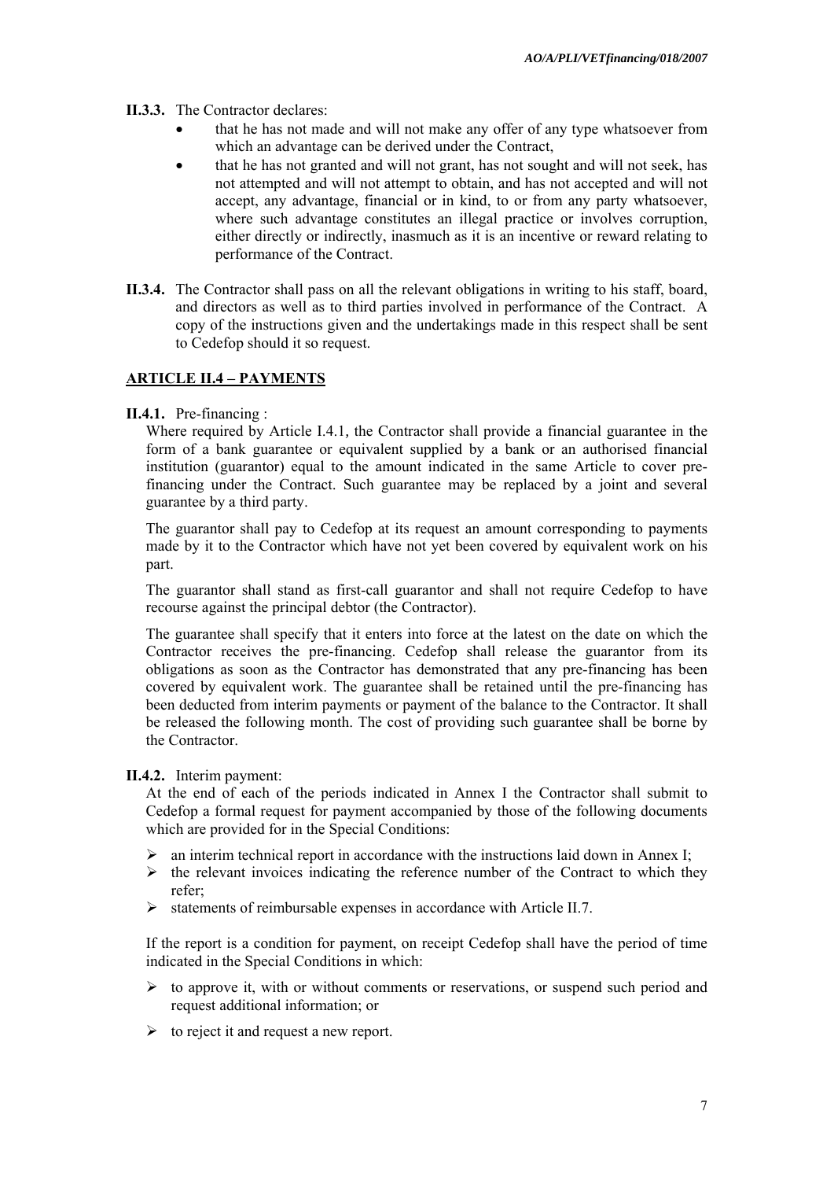**II.3.3.** The Contractor declares:

- that he has not made and will not make any offer of any type whatsoever from which an advantage can be derived under the Contract,
- that he has not granted and will not grant, has not sought and will not seek, has not attempted and will not attempt to obtain, and has not accepted and will not accept, any advantage, financial or in kind, to or from any party whatsoever, where such advantage constitutes an illegal practice or involves corruption, either directly or indirectly, inasmuch as it is an incentive or reward relating to performance of the Contract.

**II.3.4.** The Contractor shall pass on all the relevant obligations in writing to his staff, board, and directors as well as to third parties involved in performance of the Contract. A copy of the instructions given and the undertakings made in this respect shall be sent to Cedefop should it so request.

## ARTICLE II.4 – PAYMENTS

**II.4.1.** Pre-financing :

Where required by Article I.4.1, the Contractor shall provide a financial guarantee in the form of a bank guarantee or equivalent supplied by a bank or an authorised financial institution (guarantor) equal to the amount indicated in the same Article to cover pre-financing under the Contract. Such guarantee may be replaced by a joint and several guarantee by a third party.

The guarantor shall pay to Cedefop at its request an amount corresponding to payments made by it to the Contractor which have not yet been covered by equivalent work on his part.

The guarantor shall stand as first-call guarantor and shall not require Cedefop to have recourse against the principal debtor (the Contractor).

The guarantee shall specify that it enters into force at the latest on the date on which the Contractor receives the pre-financing. Cedefop shall release the guarantor from its obligations as soon as the Contractor has demonstrated that any pre-financing has been covered by equivalent work. The guarantee shall be retained until the pre-financing has been deducted from interim payments or payment of the balance to the Contractor. It shall be released the following month. The cost of providing such guarantee shall be borne by the Contractor.

**II.4.2.** Interim payment:

At the end of each of the periods indicated in Annex I the Contractor shall submit to Cedefop a formal request for payment accompanied by those of the following documents which are provided for in the Special Conditions:

- an interim technical report in accordance with the instructions laid down in Annex I;
- the relevant invoices indicating the reference number of the Contract to which they refer;
- statements of reimbursable expenses in accordance with Article II.7.

If the report is a condition for payment, on receipt Cedefop shall have the period of time indicated in the Special Conditions in which:

- to approve it, with or without comments or reservations, or suspend such period and request additional information; or
- to reject it and request a new report.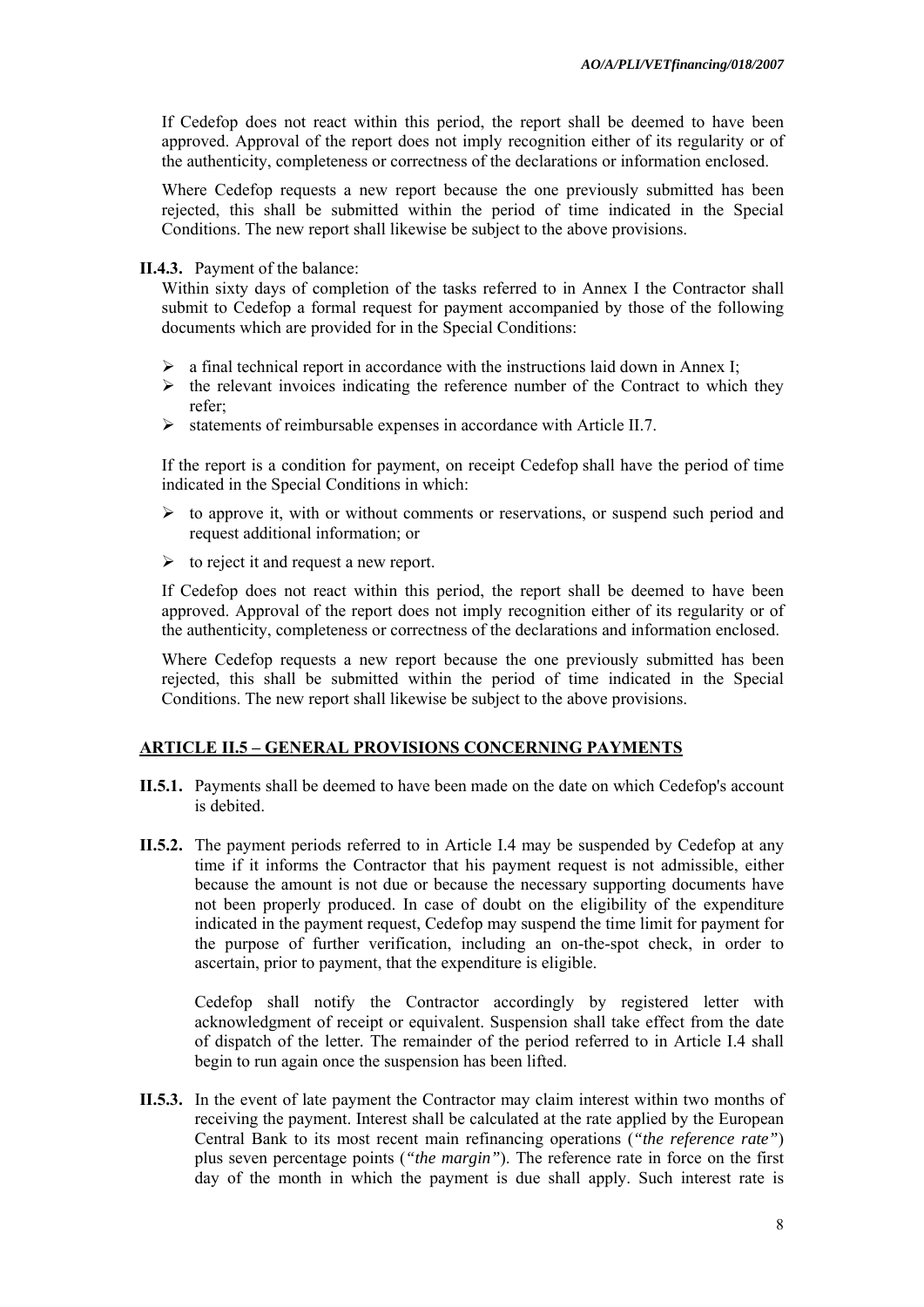If Cedefop does not react within this period, the report shall be deemed to have been approved. Approval of the report does not imply recognition either of its regularity or of the authenticity, completeness or correctness of the declarations or information enclosed.

Where Cedefop requests a new report because the one previously submitted has been rejected, this shall be submitted within the period of time indicated in the Special Conditions. The new report shall likewise be subject to the above provisions.

**II.4.3.** Payment of the balance:

Within sixty days of completion of the tasks referred to in Annex I the Contractor shall submit to Cedefop a formal request for payment accompanied by those of the following documents which are provided for in the Special Conditions:

- a final technical report in accordance with the instructions laid down in Annex I;
- the relevant invoices indicating the reference number of the Contract to which they refer;
- statements of reimbursable expenses in accordance with Article II.7.

If the report is a condition for payment, on receipt Cedefop shall have the period of time indicated in the Special Conditions in which:

- to approve it, with or without comments or reservations, or suspend such period and request additional information; or
- to reject it and request a new report.

If Cedefop does not react within this period, the report shall be deemed to have been approved. Approval of the report does not imply recognition either of its regularity or of the authenticity, completeness or correctness of the declarations and information enclosed.

Where Cedefop requests a new report because the one previously submitted has been rejected, this shall be submitted within the period of time indicated in the Special Conditions. The new report shall likewise be subject to the above provisions.

## ARTICLE II.5 – GENERAL PROVISIONS CONCERNING PAYMENTS

**II.5.1.** Payments shall be deemed to have been made on the date on which Cedefop's account is debited.

**II.5.2.** The payment periods referred to in Article I.4 may be suspended by Cedefop at any time if it informs the Contractor that his payment request is not admissible, either because the amount is not due or because the necessary supporting documents have not been properly produced. In case of doubt on the eligibility of the expenditure indicated in the payment request, Cedefop may suspend the time limit for payment for the purpose of further verification, including an on-the-spot check, in order to ascertain, prior to payment, that the expenditure is eligible.

Cedefop shall notify the Contractor accordingly by registered letter with acknowledgment of receipt or equivalent. Suspension shall take effect from the date of dispatch of the letter. The remainder of the period referred to in Article I.4 shall begin to run again once the suspension has been lifted.

**II.5.3.** In the event of late payment the Contractor may claim interest within two months of receiving the payment. Interest shall be calculated at the rate applied by the European Central Bank to its most recent main refinancing operations (*"the reference rate"*) plus seven percentage points (*"the margin"*). The reference rate in force on the first day of the month in which the payment is due shall apply. Such interest rate is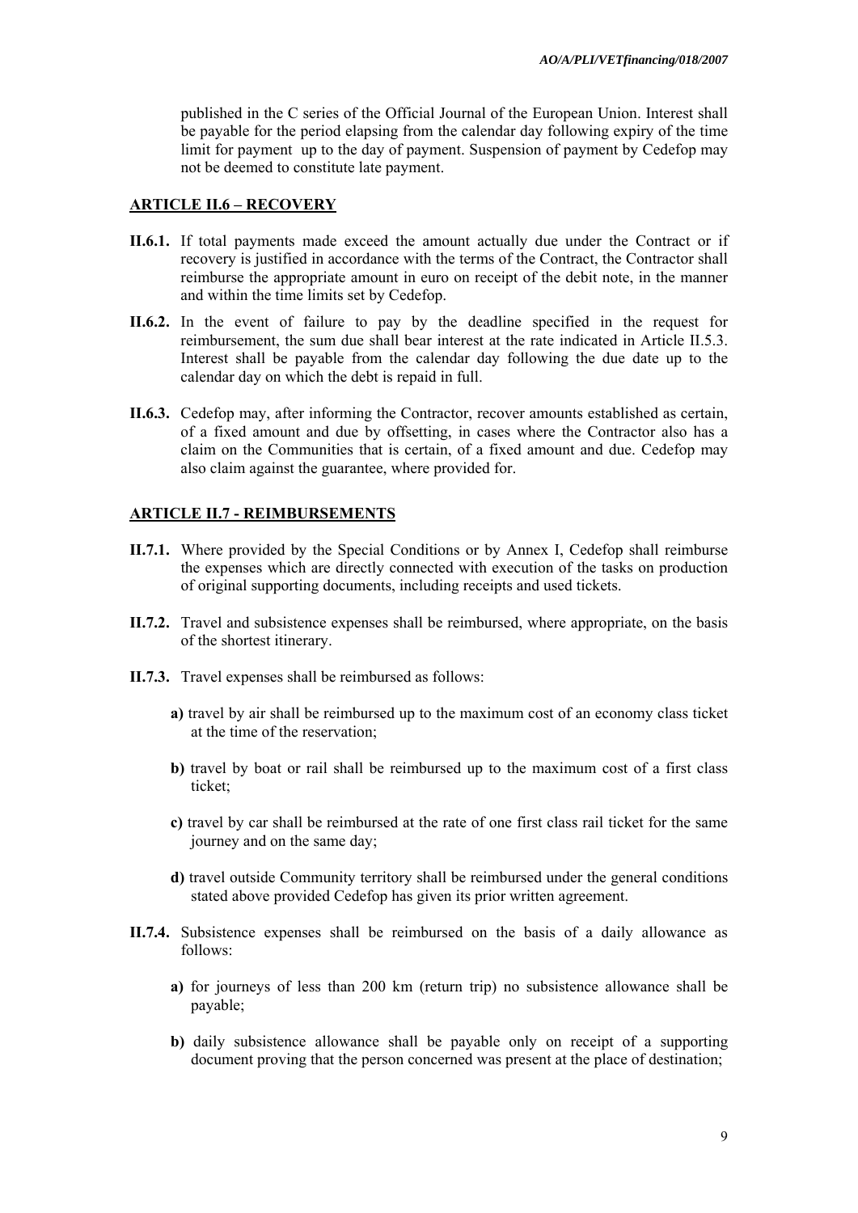published in the C series of the Official Journal of the European Union. Interest shall be payable for the period elapsing from the calendar day following expiry of the time limit for payment up to the day of payment. Suspension of payment by Cedefop may not be deemed to constitute late payment.

## ARTICLE II.6 – RECOVERY

**II.6.1.** If total payments made exceed the amount actually due under the Contract or if recovery is justified in accordance with the terms of the Contract, the Contractor shall reimburse the appropriate amount in euro on receipt of the debit note, in the manner and within the time limits set by Cedefop.

**II.6.2.** In the event of failure to pay by the deadline specified in the request for reimbursement, the sum due shall bear interest at the rate indicated in Article II.5.3. Interest shall be payable from the calendar day following the due date up to the calendar day on which the debt is repaid in full.

**II.6.3.** Cedefop may, after informing the Contractor, recover amounts established as certain, of a fixed amount and due by offsetting, in cases where the Contractor also has a claim on the Communities that is certain, of a fixed amount and due. Cedefop may also claim against the guarantee, where provided for.

## ARTICLE II.7 - REIMBURSEMENTS

**II.7.1.** Where provided by the Special Conditions or by Annex I, Cedefop shall reimburse the expenses which are directly connected with execution of the tasks on production of original supporting documents, including receipts and used tickets.

**II.7.2.** Travel and subsistence expenses shall be reimbursed, where appropriate, on the basis of the shortest itinerary.

**II.7.3.** Travel expenses shall be reimbursed as follows:

**a)** travel by air shall be reimbursed up to the maximum cost of an economy class ticket at the time of the reservation;

**b)** travel by boat or rail shall be reimbursed up to the maximum cost of a first class ticket;

**c)** travel by car shall be reimbursed at the rate of one first class rail ticket for the same journey and on the same day;

**d)** travel outside Community territory shall be reimbursed under the general conditions stated above provided Cedefop has given its prior written agreement.

**II.7.4.** Subsistence expenses shall be reimbursed on the basis of a daily allowance as follows:

**a)** for journeys of less than 200 km (return trip) no subsistence allowance shall be payable;

**b)** daily subsistence allowance shall be payable only on receipt of a supporting document proving that the person concerned was present at the place of destination;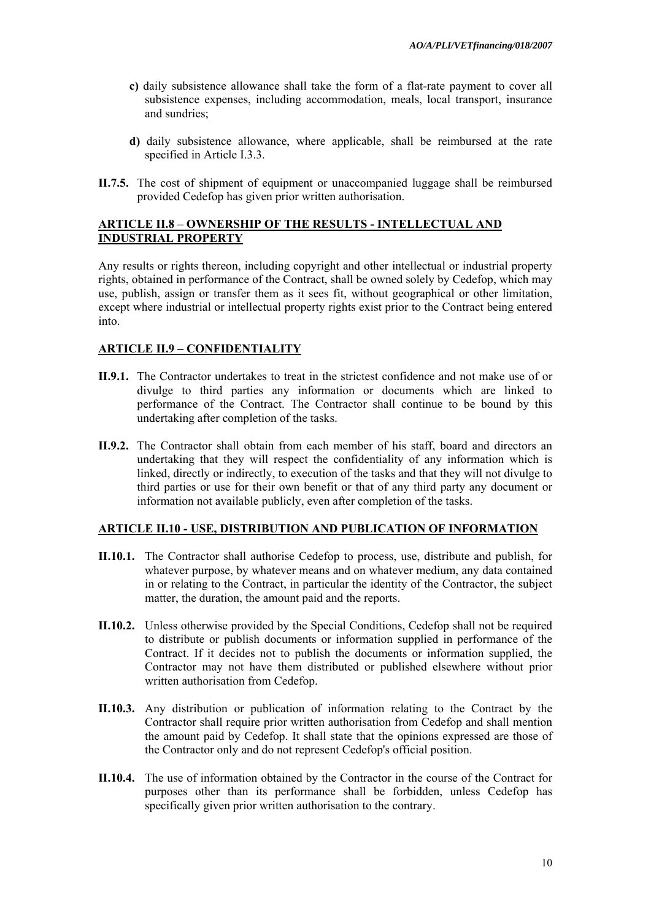**c)** daily subsistence allowance shall take the form of a flat-rate payment to cover all subsistence expenses, including accommodation, meals, local transport, insurance and sundries;

**d)** daily subsistence allowance, where applicable, shall be reimbursed at the rate specified in Article I.3.3.

**II.7.5.** The cost of shipment of equipment or unaccompanied luggage shall be reimbursed provided Cedefop has given prior written authorisation.

## ARTICLE II.8 – OWNERSHIP OF THE RESULTS - INTELLECTUAL AND INDUSTRIAL PROPERTY

Any results or rights thereon, including copyright and other intellectual or industrial property rights, obtained in performance of the Contract, shall be owned solely by Cedefop, which may use, publish, assign or transfer them as it sees fit, without geographical or other limitation, except where industrial or intellectual property rights exist prior to the Contract being entered into.

## ARTICLE II.9 – CONFIDENTIALITY

**II.9.1.** The Contractor undertakes to treat in the strictest confidence and not make use of or divulge to third parties any information or documents which are linked to performance of the Contract. The Contractor shall continue to be bound by this undertaking after completion of the tasks.

**II.9.2.** The Contractor shall obtain from each member of his staff, board and directors an undertaking that they will respect the confidentiality of any information which is linked, directly or indirectly, to execution of the tasks and that they will not divulge to third parties or use for their own benefit or that of any third party any document or information not available publicly, even after completion of the tasks.

## ARTICLE II.10 - USE, DISTRIBUTION AND PUBLICATION OF INFORMATION

**II.10.1.** The Contractor shall authorise Cedefop to process, use, distribute and publish, for whatever purpose, by whatever means and on whatever medium, any data contained in or relating to the Contract, in particular the identity of the Contractor, the subject matter, the duration, the amount paid and the reports.

**II.10.2.** Unless otherwise provided by the Special Conditions, Cedefop shall not be required to distribute or publish documents or information supplied in performance of the Contract. If it decides not to publish the documents or information supplied, the Contractor may not have them distributed or published elsewhere without prior written authorisation from Cedefop.

**II.10.3.** Any distribution or publication of information relating to the Contract by the Contractor shall require prior written authorisation from Cedefop and shall mention the amount paid by Cedefop. It shall state that the opinions expressed are those of the Contractor only and do not represent Cedefop's official position.

**II.10.4.** The use of information obtained by the Contractor in the course of the Contract for purposes other than its performance shall be forbidden, unless Cedefop has specifically given prior written authorisation to the contrary.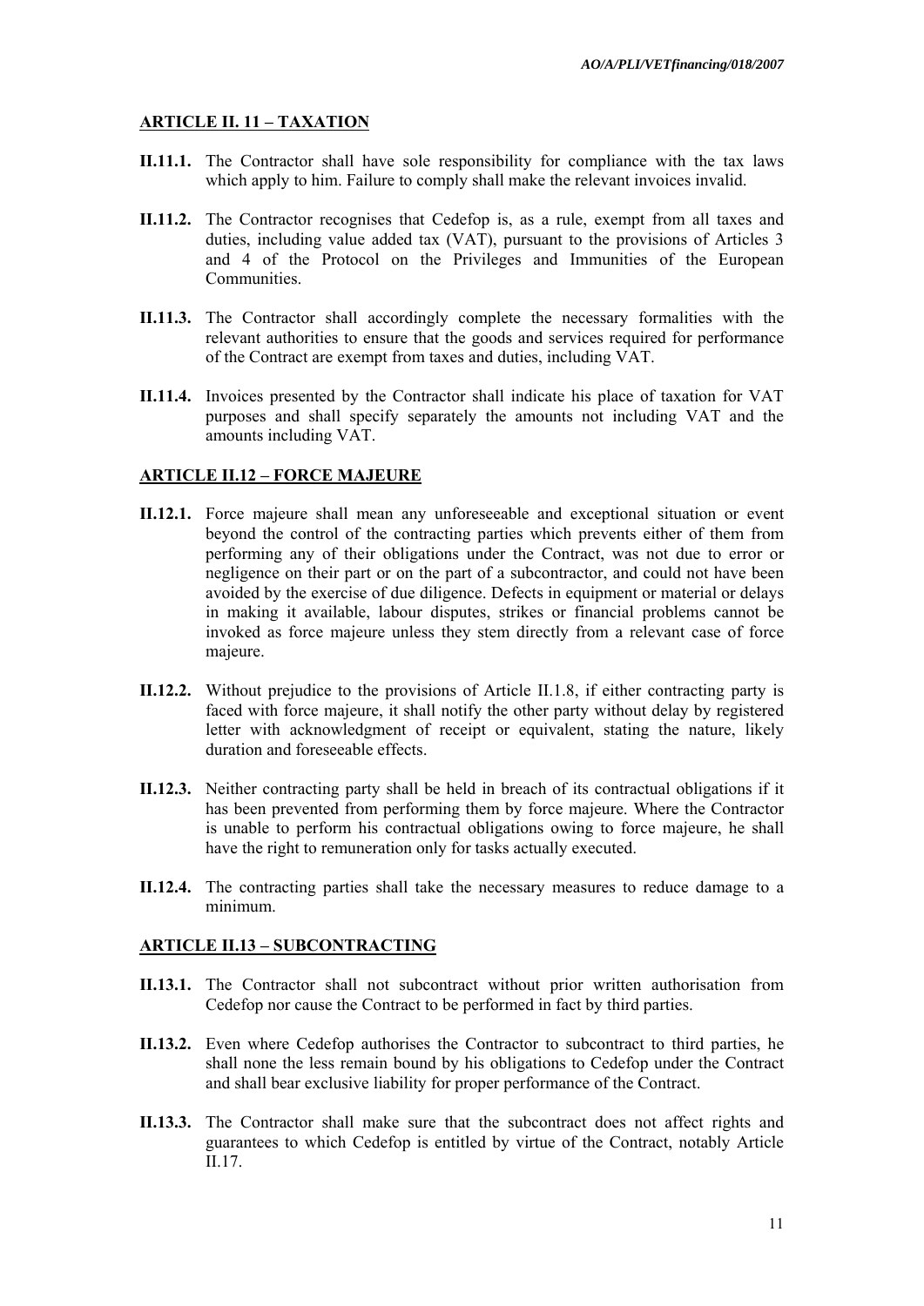## ARTICLE II. 11 – TAXATION

**II.11.1.** The Contractor shall have sole responsibility for compliance with the tax laws which apply to him. Failure to comply shall make the relevant invoices invalid.

**II.11.2.** The Contractor recognises that Cedefop is, as a rule, exempt from all taxes and duties, including value added tax (VAT), pursuant to the provisions of Articles 3 and 4 of the Protocol on the Privileges and Immunities of the European Communities.

**II.11.3.** The Contractor shall accordingly complete the necessary formalities with the relevant authorities to ensure that the goods and services required for performance of the Contract are exempt from taxes and duties, including VAT.

**II.11.4.** Invoices presented by the Contractor shall indicate his place of taxation for VAT purposes and shall specify separately the amounts not including VAT and the amounts including VAT.

## ARTICLE II.12 – FORCE MAJEURE

**II.12.1.** Force majeure shall mean any unforeseeable and exceptional situation or event beyond the control of the contracting parties which prevents either of them from performing any of their obligations under the Contract, was not due to error or negligence on their part or on the part of a subcontractor, and could not have been avoided by the exercise of due diligence. Defects in equipment or material or delays in making it available, labour disputes, strikes or financial problems cannot be invoked as force majeure unless they stem directly from a relevant case of force majeure.

**II.12.2.** Without prejudice to the provisions of Article II.1.8, if either contracting party is faced with force majeure, it shall notify the other party without delay by registered letter with acknowledgment of receipt or equivalent, stating the nature, likely duration and foreseeable effects.

**II.12.3.** Neither contracting party shall be held in breach of its contractual obligations if it has been prevented from performing them by force majeure. Where the Contractor is unable to perform his contractual obligations owing to force majeure, he shall have the right to remuneration only for tasks actually executed.

**II.12.4.** The contracting parties shall take the necessary measures to reduce damage to a minimum.

## ARTICLE II.13 – SUBCONTRACTING

**II.13.1.** The Contractor shall not subcontract without prior written authorisation from Cedefop nor cause the Contract to be performed in fact by third parties.

**II.13.2.** Even where Cedefop authorises the Contractor to subcontract to third parties, he shall none the less remain bound by his obligations to Cedefop under the Contract and shall bear exclusive liability for proper performance of the Contract.

**II.13.3.** The Contractor shall make sure that the subcontract does not affect rights and guarantees to which Cedefop is entitled by virtue of the Contract, notably Article II.17.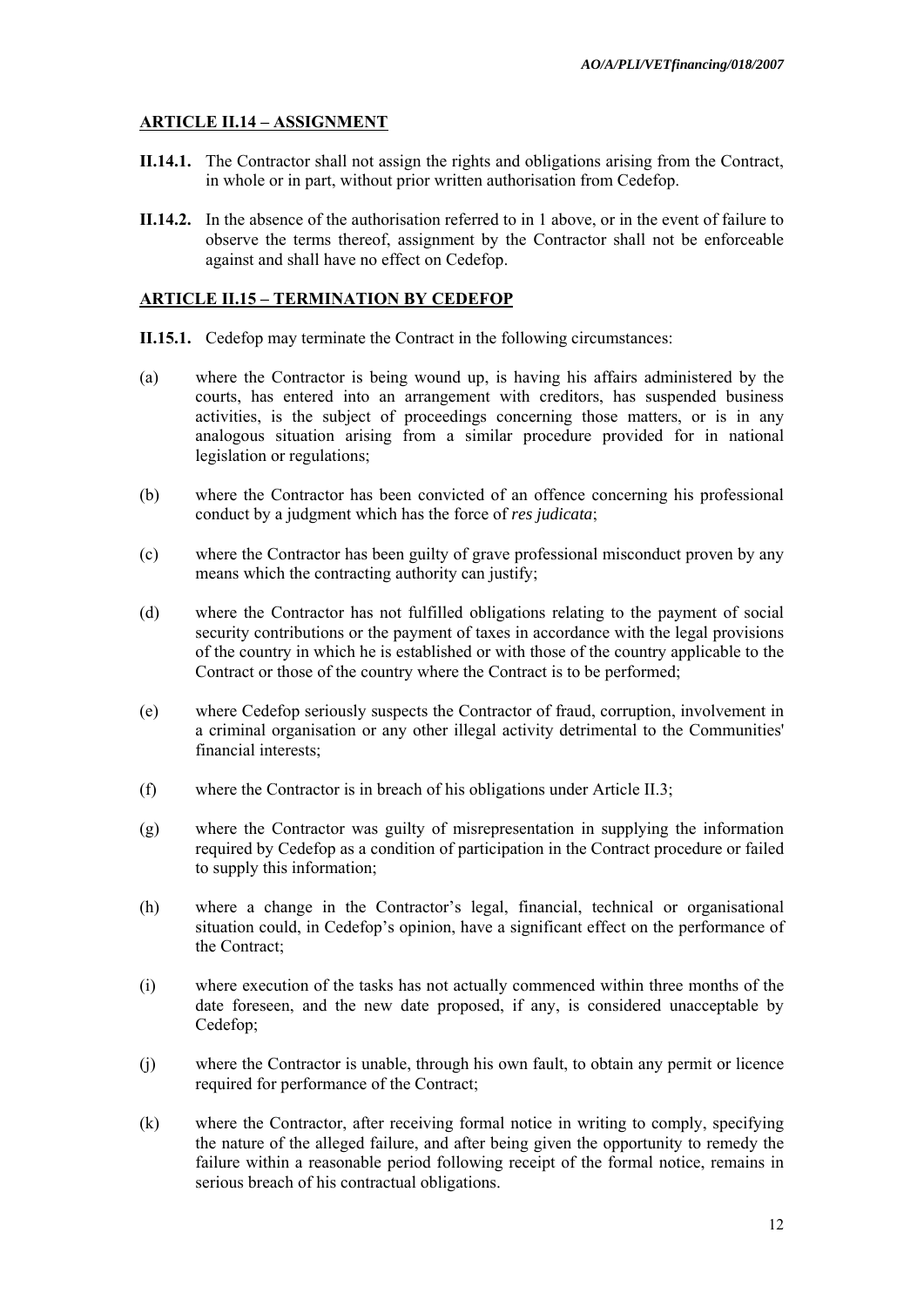## ARTICLE II.14 – ASSIGNMENT

**II.14.1.** The Contractor shall not assign the rights and obligations arising from the Contract, in whole or in part, without prior written authorisation from Cedefop.

**II.14.2.** In the absence of the authorisation referred to in 1 above, or in the event of failure to observe the terms thereof, assignment by the Contractor shall not be enforceable against and shall have no effect on Cedefop.

## ARTICLE II.15 – TERMINATION BY CEDEFOP

**II.15.1.** Cedefop may terminate the Contract in the following circumstances:

(a) where the Contractor is being wound up, is having his affairs administered by the courts, has entered into an arrangement with creditors, has suspended business activities, is the subject of proceedings concerning those matters, or is in any analogous situation arising from a similar procedure provided for in national legislation or regulations;

(b) where the Contractor has been convicted of an offence concerning his professional conduct by a judgment which has the force of *res judicata*;

(c) where the Contractor has been guilty of grave professional misconduct proven by any means which the contracting authority can justify;

(d) where the Contractor has not fulfilled obligations relating to the payment of social security contributions or the payment of taxes in accordance with the legal provisions of the country in which he is established or with those of the country applicable to the Contract or those of the country where the Contract is to be performed;

(e) where Cedefop seriously suspects the Contractor of fraud, corruption, involvement in a criminal organisation or any other illegal activity detrimental to the Communities' financial interests;

(f) where the Contractor is in breach of his obligations under Article II.3;

(g) where the Contractor was guilty of misrepresentation in supplying the information required by Cedefop as a condition of participation in the Contract procedure or failed to supply this information;

(h) where a change in the Contractor's legal, financial, technical or organisational situation could, in Cedefop's opinion, have a significant effect on the performance of the Contract;

(i) where execution of the tasks has not actually commenced within three months of the date foreseen, and the new date proposed, if any, is considered unacceptable by Cedefop;

(j) where the Contractor is unable, through his own fault, to obtain any permit or licence required for performance of the Contract;

(k) where the Contractor, after receiving formal notice in writing to comply, specifying the nature of the alleged failure, and after being given the opportunity to remedy the failure within a reasonable period following receipt of the formal notice, remains in serious breach of his contractual obligations.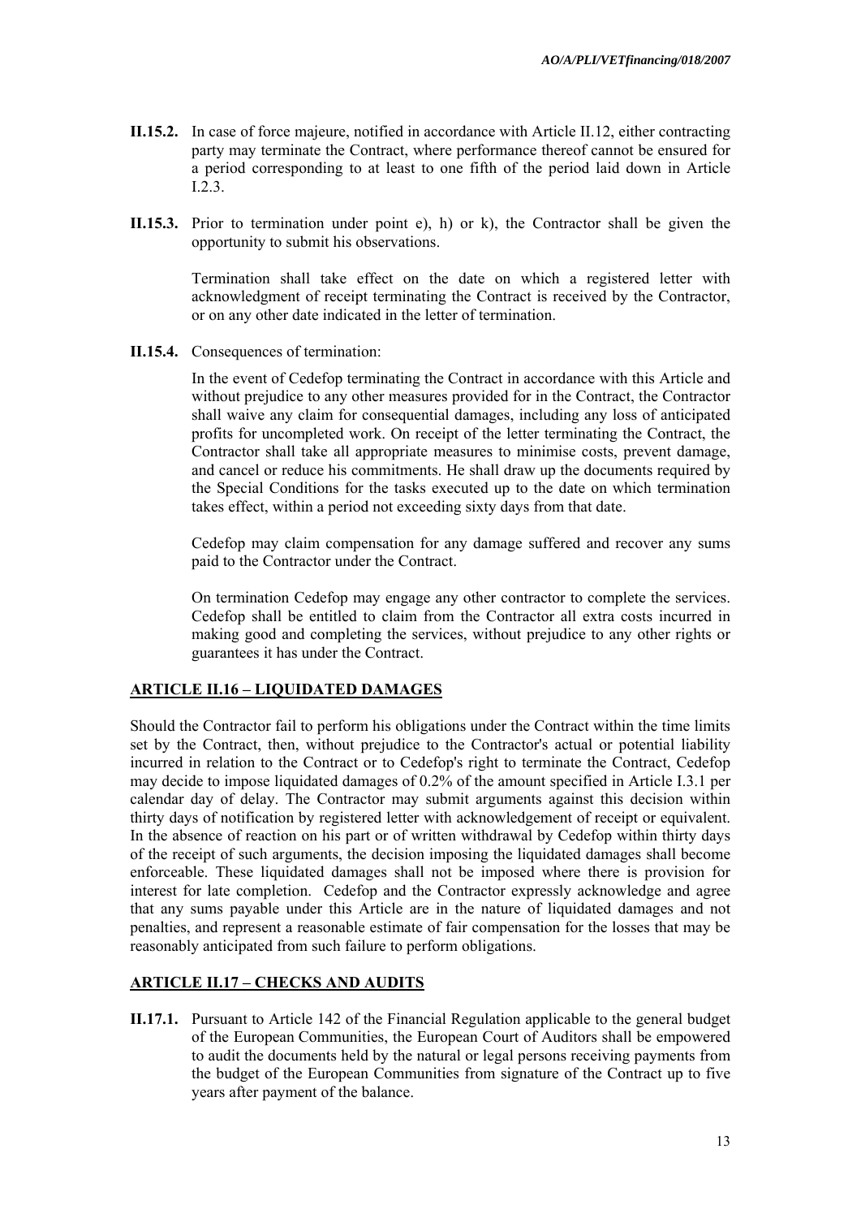**II.15.2.** In case of force majeure, notified in accordance with Article II.12, either contracting party may terminate the Contract, where performance thereof cannot be ensured for a period corresponding to at least to one fifth of the period laid down in Article I.2.3.

**II.15.3.** Prior to termination under point e), h) or k), the Contractor shall be given the opportunity to submit his observations.

Termination shall take effect on the date on which a registered letter with acknowledgment of receipt terminating the Contract is received by the Contractor, or on any other date indicated in the letter of termination.

**II.15.4.** Consequences of termination:

In the event of Cedefop terminating the Contract in accordance with this Article and without prejudice to any other measures provided for in the Contract, the Contractor shall waive any claim for consequential damages, including any loss of anticipated profits for uncompleted work. On receipt of the letter terminating the Contract, the Contractor shall take all appropriate measures to minimise costs, prevent damage, and cancel or reduce his commitments. He shall draw up the documents required by the Special Conditions for the tasks executed up to the date on which termination takes effect, within a period not exceeding sixty days from that date.

Cedefop may claim compensation for any damage suffered and recover any sums paid to the Contractor under the Contract.

On termination Cedefop may engage any other contractor to complete the services. Cedefop shall be entitled to claim from the Contractor all extra costs incurred in making good and completing the services, without prejudice to any other rights or guarantees it has under the Contract.

## ARTICLE II.16 – LIQUIDATED DAMAGES

Should the Contractor fail to perform his obligations under the Contract within the time limits set by the Contract, then, without prejudice to the Contractor's actual or potential liability incurred in relation to the Contract or to Cedefop's right to terminate the Contract, Cedefop may decide to impose liquidated damages of 0.2% of the amount specified in Article I.3.1 per calendar day of delay. The Contractor may submit arguments against this decision within thirty days of notification by registered letter with acknowledgement of receipt or equivalent. In the absence of reaction on his part or of written withdrawal by Cedefop within thirty days of the receipt of such arguments, the decision imposing the liquidated damages shall become enforceable. These liquidated damages shall not be imposed where there is provision for interest for late completion. Cedefop and the Contractor expressly acknowledge and agree that any sums payable under this Article are in the nature of liquidated damages and not penalties, and represent a reasonable estimate of fair compensation for the losses that may be reasonably anticipated from such failure to perform obligations.

## ARTICLE II.17 – CHECKS AND AUDITS

**II.17.1.** Pursuant to Article 142 of the Financial Regulation applicable to the general budget of the European Communities, the European Court of Auditors shall be empowered to audit the documents held by the natural or legal persons receiving payments from the budget of the European Communities from signature of the Contract up to five years after payment of the balance.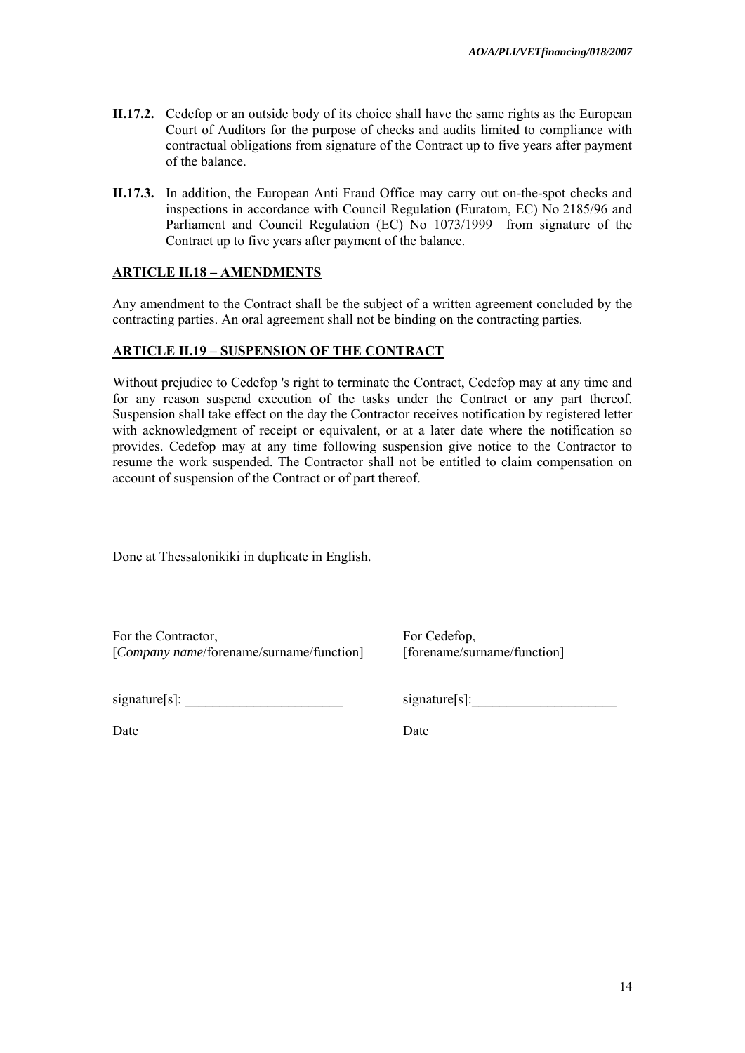**II.17.2.** Cedefop or an outside body of its choice shall have the same rights as the European Court of Auditors for the purpose of checks and audits limited to compliance with contractual obligations from signature of the Contract up to five years after payment of the balance.

**II.17.3.** In addition, the European Anti Fraud Office may carry out on-the-spot checks and inspections in accordance with Council Regulation (Euratom, EC) No 2185/96 and Parliament and Council Regulation (EC) No 1073/1999 from signature of the Contract up to five years after payment of the balance.

## ARTICLE II.18 – AMENDMENTS

Any amendment to the Contract shall be the subject of a written agreement concluded by the contracting parties. An oral agreement shall not be binding on the contracting parties.

## ARTICLE II.19 – SUSPENSION OF THE CONTRACT

Without prejudice to Cedefop 's right to terminate the Contract, Cedefop may at any time and for any reason suspend execution of the tasks under the Contract or any part thereof. Suspension shall take effect on the day the Contractor receives notification by registered letter with acknowledgment of receipt or equivalent, or at a later date where the notification so provides. Cedefop may at any time following suspension give notice to the Contractor to resume the work suspended. The Contractor shall not be entitled to claim compensation on account of suspension of the Contract or of part thereof.

Done at Thessalonikiki in duplicate in English.

| For the Contractor, [*Company name*/forename/surname/function] | For Cedefop, [forename/surname/function] |
|---|---|
| signature[s]: _______________________ | signature[s]:_____________________ |
| Date | Date |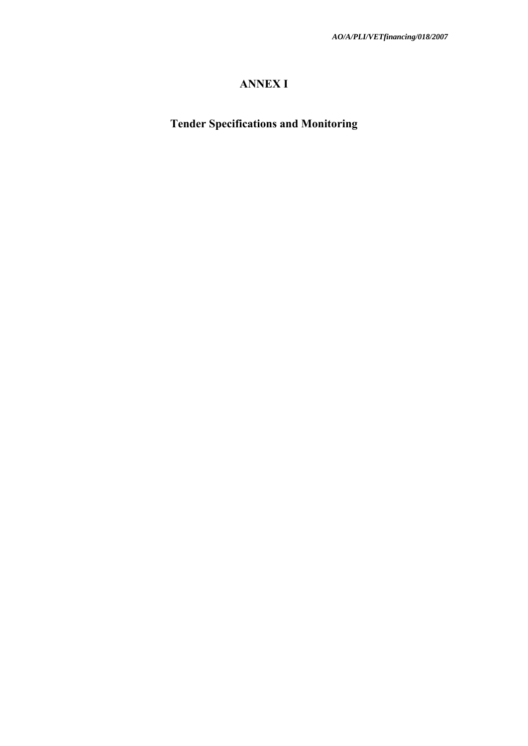# ANNEX I

## Tender Specifications and Monitoring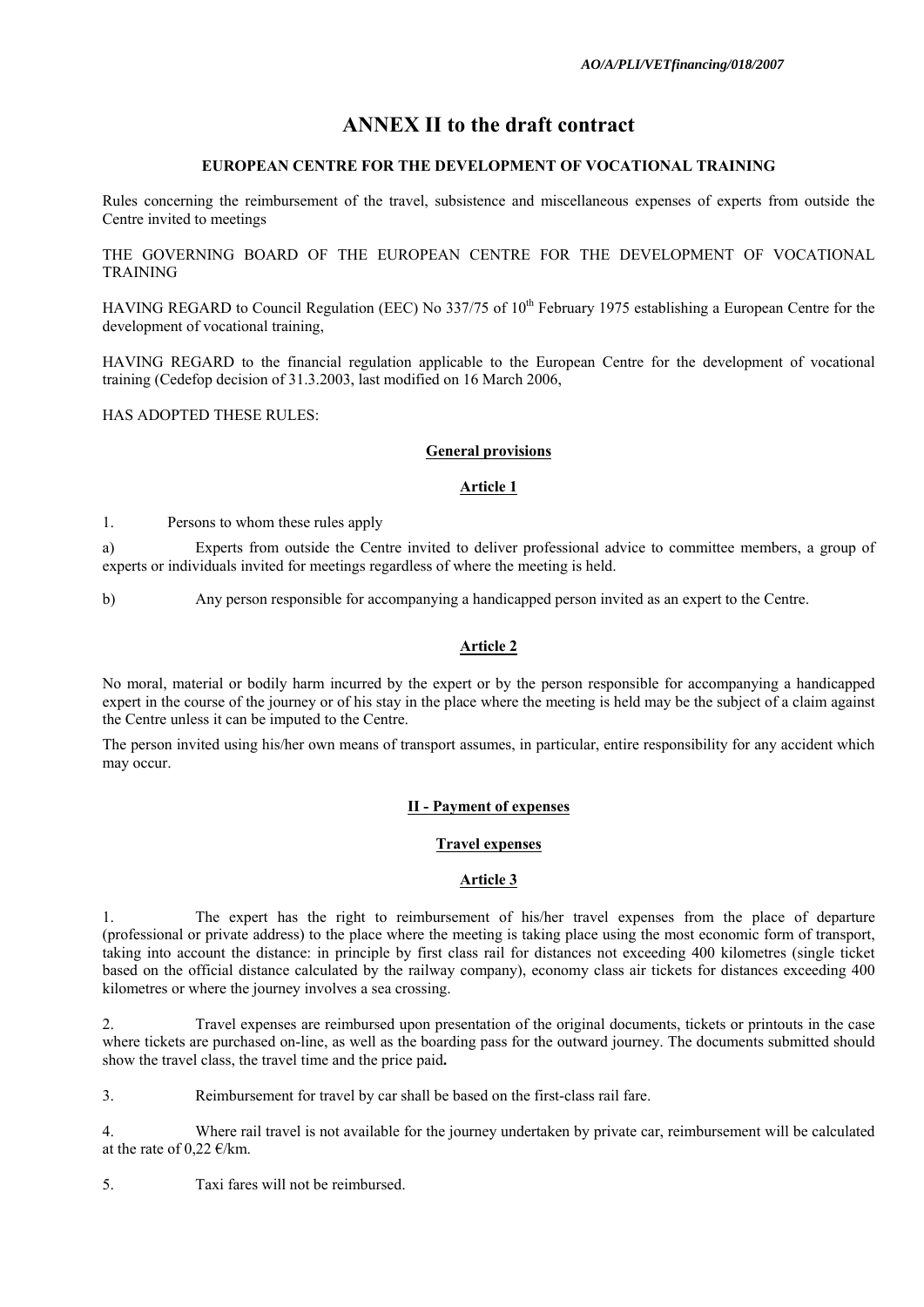*AO/A/PLI/VETfinancing/018/2007*

# ANNEX II to the draft contract

**EUROPEAN CENTRE FOR THE DEVELOPMENT OF VOCATIONAL TRAINING**

Rules concerning the reimbursement of the travel, subsistence and miscellaneous expenses of experts from outside the Centre invited to meetings

THE GOVERNING BOARD OF THE EUROPEAN CENTRE FOR THE DEVELOPMENT OF VOCATIONAL TRAINING

HAVING REGARD to Council Regulation (EEC) No 337/75 of 10th February 1975 establishing a European Centre for the development of vocational training,

HAVING REGARD to the financial regulation applicable to the European Centre for the development of vocational training (Cedefop decision of 31.3.2003, last modified on 16 March 2006,

HAS ADOPTED THESE RULES:

## General provisions

### Article 1

1. Persons to whom these rules apply

a) Experts from outside the Centre invited to deliver professional advice to committee members, a group of experts or individuals invited for meetings regardless of where the meeting is held.

b) Any person responsible for accompanying a handicapped person invited as an expert to the Centre.

### Article 2

No moral, material or bodily harm incurred by the expert or by the person responsible for accompanying a handicapped expert in the course of the journey or of his stay in the place where the meeting is held may be the subject of a claim against the Centre unless it can be imputed to the Centre.

The person invited using his/her own means of transport assumes, in particular, entire responsibility for any accident which may occur.

## II - Payment of expenses

### Travel expenses

### Article 3

1. The expert has the right to reimbursement of his/her travel expenses from the place of departure (professional or private address) to the place where the meeting is taking place using the most economic form of transport, taking into account the distance: in principle by first class rail for distances not exceeding 400 kilometres (single ticket based on the official distance calculated by the railway company), economy class air tickets for distances exceeding 400 kilometres or where the journey involves a sea crossing.

2. Travel expenses are reimbursed upon presentation of the original documents, tickets or printouts in the case where tickets are purchased on-line, as well as the boarding pass for the outward journey. The documents submitted should show the travel class, the travel time and the price paid**.**

3. Reimbursement for travel by car shall be based on the first-class rail fare.

4. Where rail travel is not available for the journey undertaken by private car, reimbursement will be calculated at the rate of 0,22 €/km.

5. Taxi fares will not be reimbursed.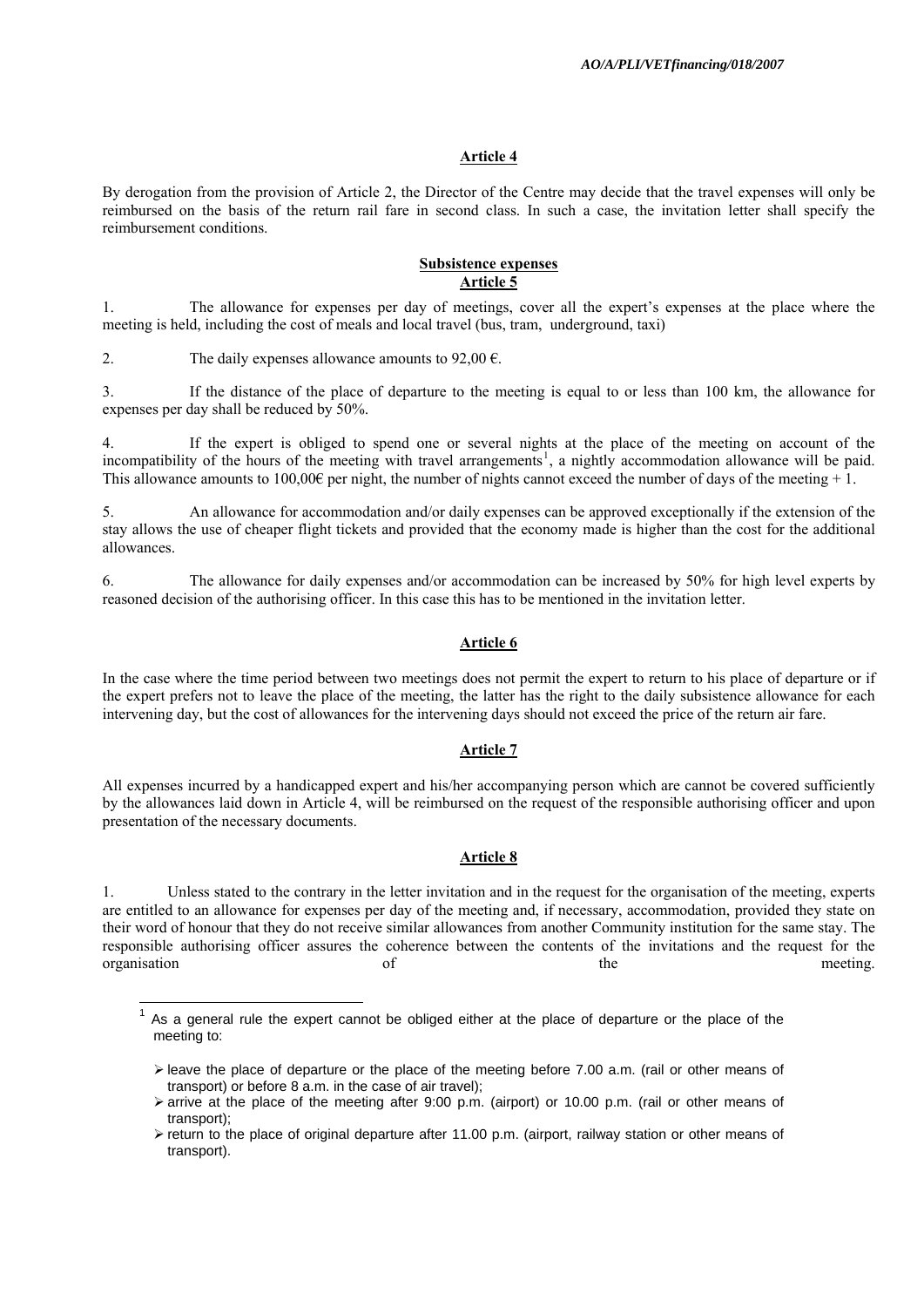**Article 4**

By derogation from the provision of Article 2, the Director of the Centre may decide that the travel expenses will only be reimbursed on the basis of the return rail fare in second class. In such a case, the invitation letter shall specify the reimbursement conditions.

**Subsistence expenses**
**Article 5**

1. The allowance for expenses per day of meetings, cover all the expert's expenses at the place where the meeting is held, including the cost of meals and local travel (bus, tram, underground, taxi)

2. The daily expenses allowance amounts to 92,00 €.

3. If the distance of the place of departure to the meeting is equal to or less than 100 km, the allowance for expenses per day shall be reduced by 50%.

4. If the expert is obliged to spend one or several nights at the place of the meeting on account of the incompatibility of the hours of the meeting with travel arrangements[1], a nightly accommodation allowance will be paid. This allowance amounts to 100,00€ per night, the number of nights cannot exceed the number of days of the meeting + 1.

5. An allowance for accommodation and/or daily expenses can be approved exceptionally if the extension of the stay allows the use of cheaper flight tickets and provided that the economy made is higher than the cost for the additional allowances.

6. The allowance for daily expenses and/or accommodation can be increased by 50% for high level experts by reasoned decision of the authorising officer. In this case this has to be mentioned in the invitation letter.

**Article 6**

In the case where the time period between two meetings does not permit the expert to return to his place of departure or if the expert prefers not to leave the place of the meeting, the latter has the right to the daily subsistence allowance for each intervening day, but the cost of allowances for the intervening days should not exceed the price of the return air fare.

**Article 7**

All expenses incurred by a handicapped expert and his/her accompanying person which are cannot be covered sufficiently by the allowances laid down in Article 4, will be reimbursed on the request of the responsible authorising officer and upon presentation of the necessary documents.

**Article 8**

1. Unless stated to the contrary in the letter invitation and in the request for the organisation of the meeting, experts are entitled to an allowance for expenses per day of the meeting and, if necessary, accommodation, provided they state on their word of honour that they do not receive similar allowances from another Community institution for the same stay. The responsible authorising officer assures the coherence between the contents of the invitations and the request for the organisation of the meeting.

---

[1] As a general rule the expert cannot be obliged either at the place of departure or the place of the meeting to:

- leave the place of departure or the place of the meeting before 7.00 a.m. (rail or other means of transport) or before 8 a.m. in the case of air travel);
- arrive at the place of the meeting after 9:00 p.m. (airport) or 10.00 p.m. (rail or other means of transport);
- return to the place of original departure after 11.00 p.m. (airport, railway station or other means of transport).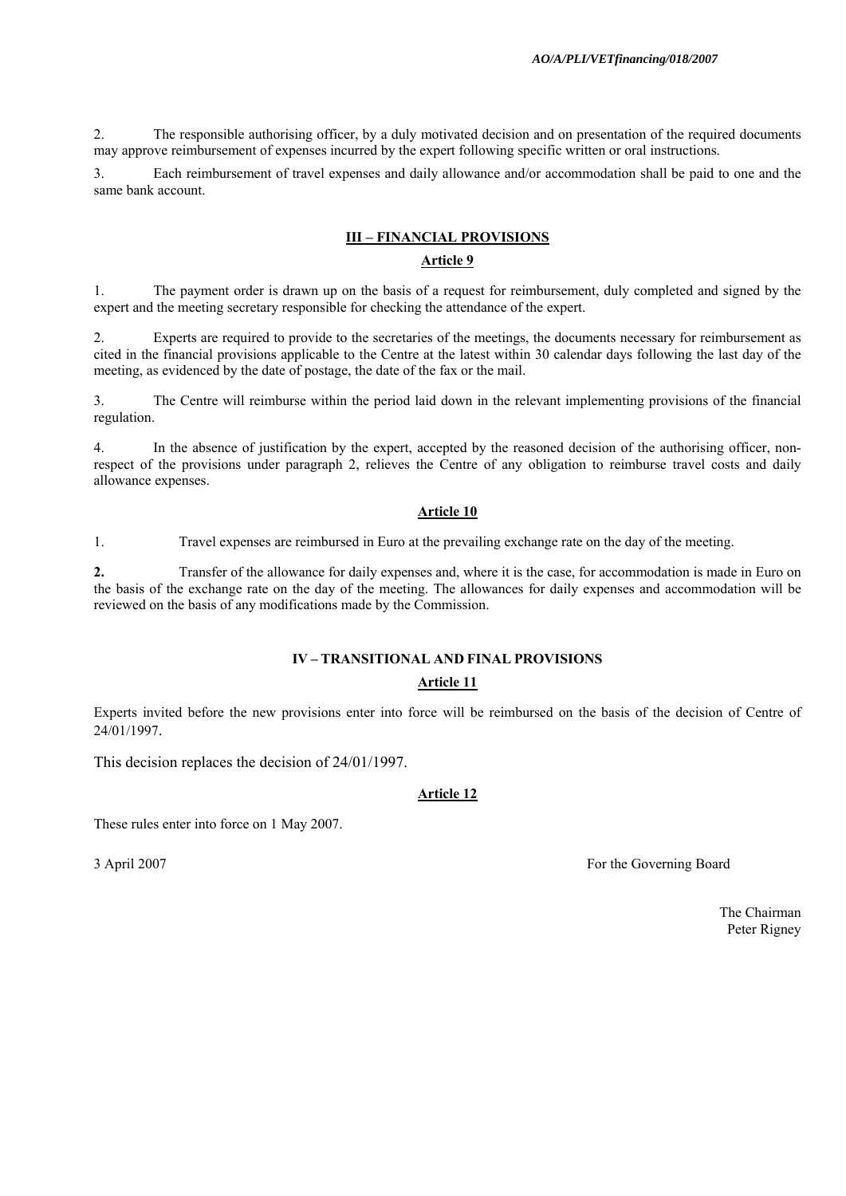2. The responsible authorising officer, by a duly motivated decision and on presentation of the required documents may approve reimbursement of expenses incurred by the expert following specific written or oral instructions.

3. Each reimbursement of travel expenses and daily allowance and/or accommodation shall be paid to one and the same bank account.

## III – FINANCIAL PROVISIONS

### Article 9

1. The payment order is drawn up on the basis of a request for reimbursement, duly completed and signed by the expert and the meeting secretary responsible for checking the attendance of the expert.

2. Experts are required to provide to the secretaries of the meetings, the documents necessary for reimbursement as cited in the financial provisions applicable to the Centre at the latest within 30 calendar days following the last day of the meeting, as evidenced by the date of postage, the date of the fax or the mail.

3. The Centre will reimburse within the period laid down in the relevant implementing provisions of the financial regulation.

4. In the absence of justification by the expert, accepted by the reasoned decision of the authorising officer, non-respect of the provisions under paragraph 2, relieves the Centre of any obligation to reimburse travel costs and daily allowance expenses.

### Article 10

1. Travel expenses are reimbursed in Euro at the prevailing exchange rate on the day of the meeting.

**2.** Transfer of the allowance for daily expenses and, where it is the case, for accommodation is made in Euro on the basis of the exchange rate on the day of the meeting. The allowances for daily expenses and accommodation will be reviewed on the basis of any modifications made by the Commission.

## IV – TRANSITIONAL AND FINAL PROVISIONS

### Article 11

Experts invited before the new provisions enter into force will be reimbursed on the basis of the decision of Centre of 24/01/1997.

This decision replaces the decision of 24/01/1997.

### Article 12

These rules enter into force on 1 May 2007.

3 April 2007

For the Governing Board

The Chairman
Peter Rigney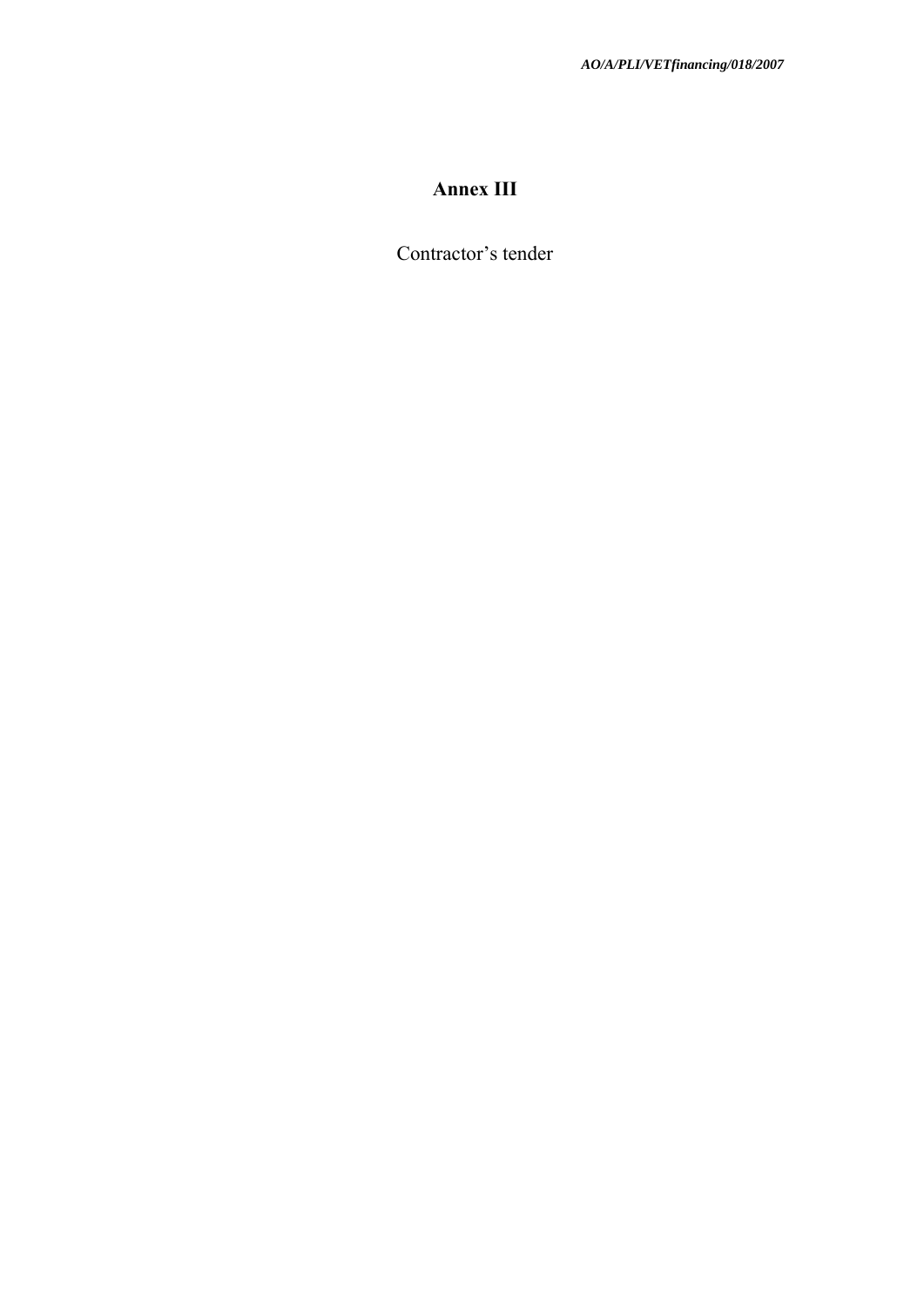# Annex III

Contractor's tender